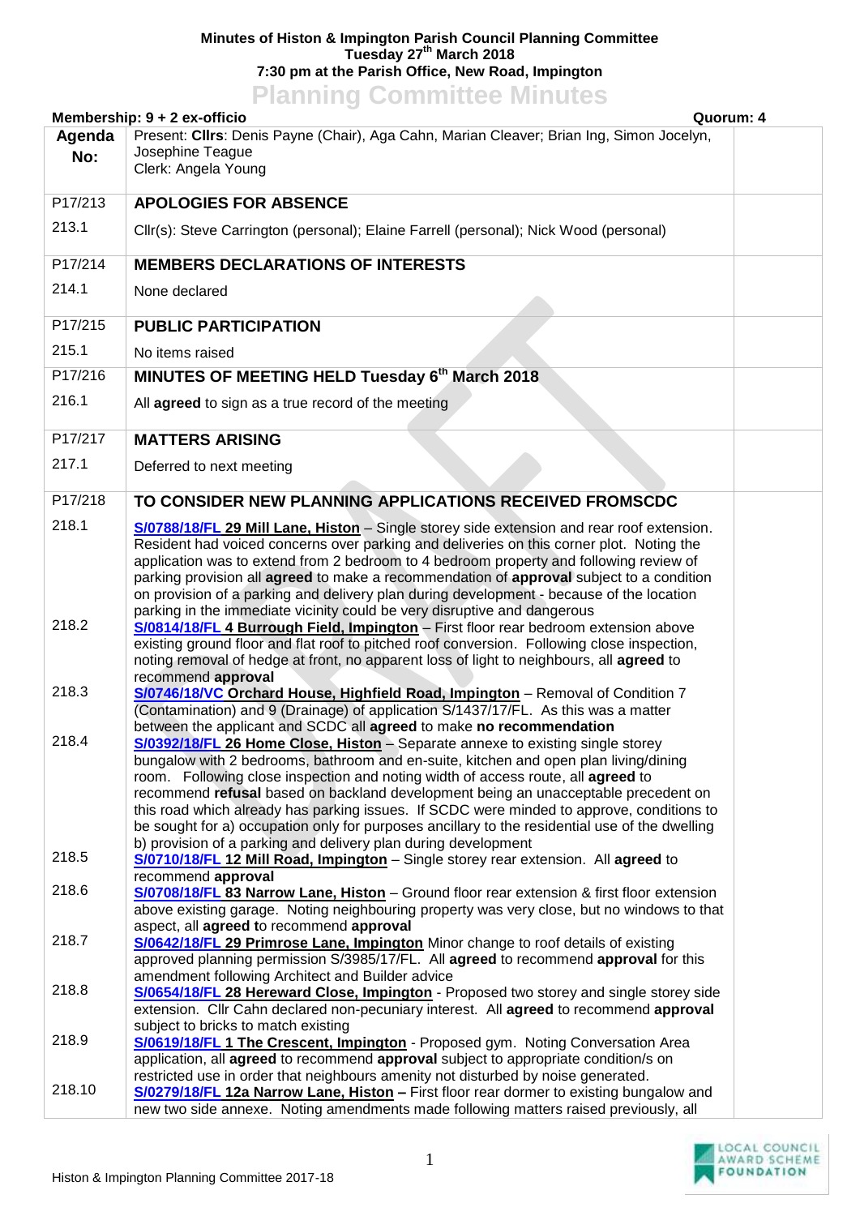**Minutes of Histon & Impington Parish Council Planning Committee**
**Tuesday 27th March 2018**
**7:30 pm at the Parish Office, New Road, Impington**

# Planning Committee Minutes

**Membership: 9 + 2 ex-officio** **Quorum: 4**

| Agenda No: | Present: **Cllrs**: Denis Payne (Chair), Aga Cahn, Marian Cleaver; Brian Ing, Simon Jocelyn, Josephine Teague<br>Clerk: Angela Young | |
|---|---|---|
| P17/213 | **APOLOGIES FOR ABSENCE** | |
| 213.1 | Cllr(s): Steve Carrington (personal); Elaine Farrell (personal); Nick Wood (personal) | |
| P17/214 | **MEMBERS DECLARATIONS OF INTERESTS** | |
| 214.1 | None declared | |
| P17/215 | **PUBLIC PARTICIPATION** | |
| 215.1 | No items raised | |
| P17/216 | **MINUTES OF MEETING HELD Tuesday 6th March 2018** | |
| 216.1 | All **agreed** to sign as a true record of the meeting | |
| P17/217 | **MATTERS ARISING** | |
| 217.1 | Deferred to next meeting | |
| P17/218 | **TO CONSIDER NEW PLANNING APPLICATIONS RECEIVED FROMSCDC** | |
| 218.1 | **S/0788/18/FL 29 Mill Lane, Histon** – Single storey side extension and rear roof extension. Resident had voiced concerns over parking and deliveries on this corner plot. Noting the application was to extend from 2 bedroom to 4 bedroom property and following review of parking provision all **agreed** to make a recommendation of **approval** subject to a condition on provision of a parking and delivery plan during development - because of the location parking in the immediate vicinity could be very disruptive and dangerous | |
| 218.2 | **S/0814/18/FL 4 Burrough Field, Impington** – First floor rear bedroom extension above existing ground floor and flat roof to pitched roof conversion. Following close inspection, noting removal of hedge at front, no apparent loss of light to neighbours, all **agreed** to recommend **approval** | |
| 218.3 | **S/0746/18/VC Orchard House, Highfield Road, Impington** – Removal of Condition 7 (Contamination) and 9 (Drainage) of application S/1437/17/FL. As this was a matter between the applicant and SCDC all **agreed** to make **no recommendation** | |
| 218.4 | **S/0392/18/FL 26 Home Close, Histon** – Separate annexe to existing single storey bungalow with 2 bedrooms, bathroom and en-suite, kitchen and open plan living/dining room. Following close inspection and noting width of access route, all **agreed** to recommend **refusal** based on backland development being an unacceptable precedent on this road which already has parking issues. If SCDC were minded to approve, conditions to be sought for a) occupation only for purposes ancillary to the residential use of the dwelling b) provision of a parking and delivery plan during development | |
| 218.5 | **S/0710/18/FL 12 Mill Road, Impington** – Single storey rear extension. All **agreed** to recommend **approval** | |
| 218.6 | **S/0708/18/FL 83 Narrow Lane, Histon** – Ground floor rear extension & first floor extension above existing garage. Noting neighbouring property was very close, but no windows to that aspect, all **agreed to** recommend **approval** | |
| 218.7 | **S/0642/18/FL 29 Primrose Lane, Impington** Minor change to roof details of existing approved planning permission S/3985/17/FL. All **agreed** to recommend **approval** for this amendment following Architect and Builder advice | |
| 218.8 | **S/0654/18/FL 28 Hereward Close, Impington** - Proposed two storey and single storey side extension. Cllr Cahn declared non-pecuniary interest. All **agreed** to recommend **approval** subject to bricks to match existing | |
| 218.9 | **S/0619/18/FL 1 The Crescent, Impington** - Proposed gym. Noting Conversation Area application, all **agreed** to recommend **approval** subject to appropriate condition/s on restricted use in order that neighbours amenity not disturbed by noise generated. | |
| 218.10 | **S/0279/18/FL 12a Narrow Lane, Histon –** First floor rear dormer to existing bungalow and new two side annexe. Noting amendments made following matters raised previously, all | |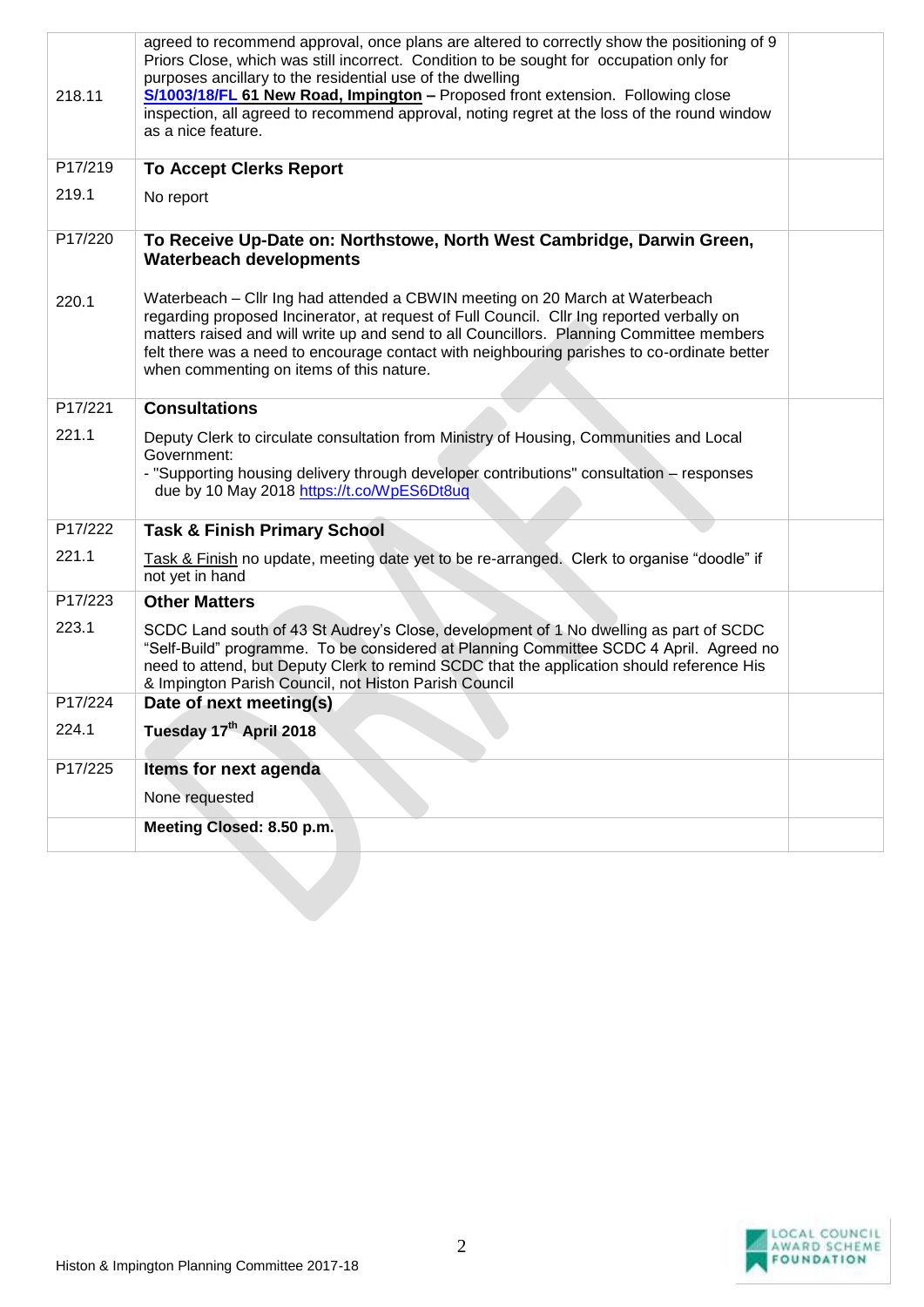| | | |
|---|---|---|
| 218.11 | agreed to recommend approval, once plans are altered to correctly show the positioning of 9 Priors Close, which was still incorrect. Condition to be sought for occupation only for purposes ancillary to the residential use of the dwelling<br>**S/1003/18/FL 61 New Road, Impington –** Proposed front extension. Following close inspection, all agreed to recommend approval, noting regret at the loss of the round window as a nice feature. | |
| P17/219 | **To Accept Clerks Report** | |
| 219.1 | No report | |
| P17/220 | **To Receive Up-Date on: Northstowe, North West Cambridge, Darwin Green, Waterbeach developments** | |
| 220.1 | Waterbeach – Cllr Ing had attended a CBWIN meeting on 20 March at Waterbeach regarding proposed Incinerator, at request of Full Council. Cllr Ing reported verbally on matters raised and will write up and send to all Councillors. Planning Committee members felt there was a need to encourage contact with neighbouring parishes to co-ordinate better when commenting on items of this nature. | |
| P17/221 | **Consultations** | |
| 221.1 | Deputy Clerk to circulate consultation from Ministry of Housing, Communities and Local Government:<br>- "Supporting housing delivery through developer contributions" consultation – responses due by 10 May 2018 https://t.co/WpES6Dt8uq | |
| P17/222 | **Task & Finish Primary School** | |
| 221.1 | Task & Finish no update, meeting date yet to be re-arranged. Clerk to organise "doodle" if not yet in hand | |
| P17/223 | **Other Matters** | |
| 223.1 | SCDC Land south of 43 St Audrey's Close, development of 1 No dwelling as part of SCDC "Self-Build" programme. To be considered at Planning Committee SCDC 4 April. Agreed no need to attend, but Deputy Clerk to remind SCDC that the application should reference His & Impington Parish Council, not Histon Parish Council | |
| P17/224 | **Date of next meeting(s)** | |
| 224.1 | **Tuesday 17th April 2018** | |
| P17/225 | **Items for next agenda** | |
| | None requested | |
| | **Meeting Closed: 8.50 p.m.** | |